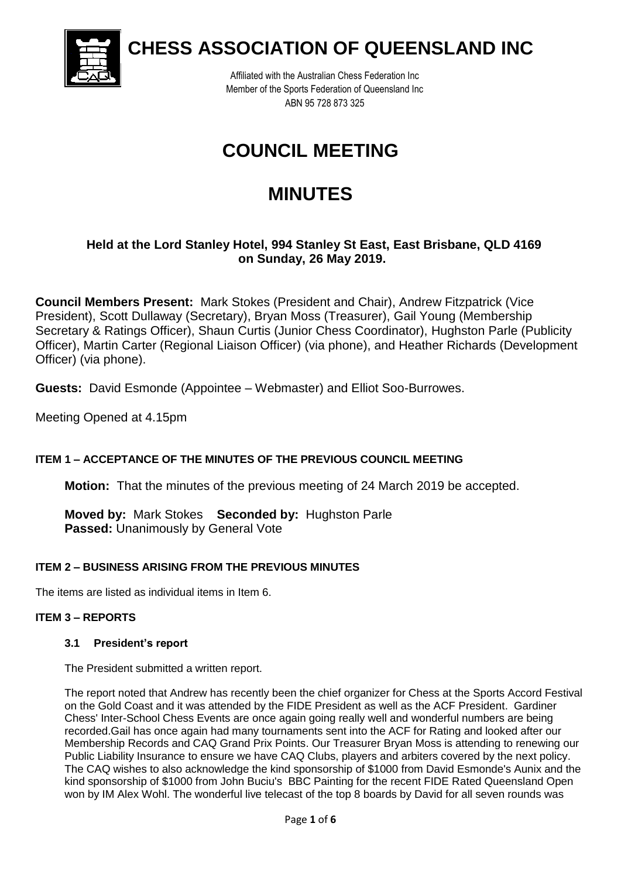# CHESS ASSOCIATION OF QUEENSLAND INC

Affiliated with the Australian Chess Federation Inc
Member of the Sports Federation of Queensland Inc
ABN 95 728 873 325

# COUNCIL MEETING

# MINUTES

### Held at the Lord Stanley Hotel, 994 Stanley St East, East Brisbane, QLD 4169 on Sunday, 26 May 2019.

**Council Members Present:** Mark Stokes (President and Chair), Andrew Fitzpatrick (Vice President), Scott Dullaway (Secretary), Bryan Moss (Treasurer), Gail Young (Membership Secretary & Ratings Officer), Shaun Curtis (Junior Chess Coordinator), Hughston Parle (Publicity Officer), Martin Carter (Regional Liaison Officer) (via phone), and Heather Richards (Development Officer) (via phone).

**Guests:** David Esmonde (Appointee – Webmaster) and Elliot Soo-Burrowes.

Meeting Opened at 4.15pm

#### ITEM 1 – ACCEPTANCE OF THE MINUTES OF THE PREVIOUS COUNCIL MEETING

**Motion:** That the minutes of the previous meeting of 24 March 2019 be accepted.

**Moved by:** Mark Stokes **Seconded by:** Hughston Parle
**Passed:** Unanimously by General Vote

#### ITEM 2 – BUSINESS ARISING FROM THE PREVIOUS MINUTES

The items are listed as individual items in Item 6.

#### ITEM 3 – REPORTS

##### 3.1 President's report

The President submitted a written report.

The report noted that Andrew has recently been the chief organizer for Chess at the Sports Accord Festival on the Gold Coast and it was attended by the FIDE President as well as the ACF President. Gardiner Chess' Inter-School Chess Events are once again going really well and wonderful numbers are being recorded.Gail has once again had many tournaments sent into the ACF for Rating and looked after our Membership Records and CAQ Grand Prix Points. Our Treasurer Bryan Moss is attending to renewing our Public Liability Insurance to ensure we have CAQ Clubs, players and arbiters covered by the next policy. The CAQ wishes to also acknowledge the kind sponsorship of $1000 from David Esmonde's Aunix and the kind sponsorship of $1000 from John Buciu's BBC Painting for the recent FIDE Rated Queensland Open won by IM Alex Wohl. The wonderful live telecast of the top 8 boards by David for all seven rounds was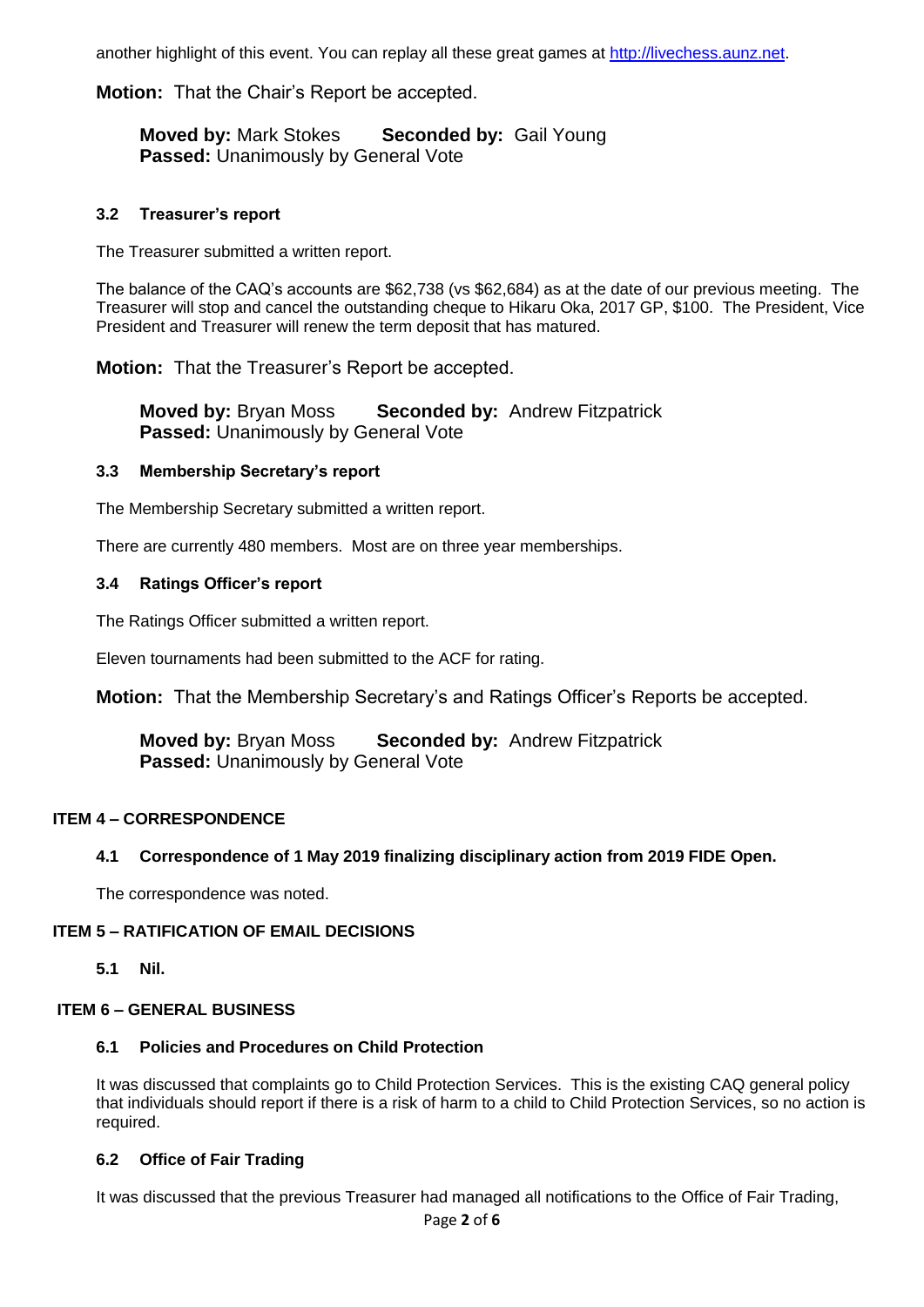another highlight of this event. You can replay all these great games at [http://livechess.aunz.net](http://livechess.aunz.net).

**Motion:** That the Chair's Report be accepted.

> **Moved by:** Mark Stokes **Seconded by:** Gail Young
> **Passed:** Unanimously by General Vote

#### 3.2 Treasurer's report

The Treasurer submitted a written report.

The balance of the CAQ's accounts are $62,738 (vs $62,684) as at the date of our previous meeting. The Treasurer will stop and cancel the outstanding cheque to Hikaru Oka, 2017 GP, $100. The President, Vice President and Treasurer will renew the term deposit that has matured.

**Motion:** That the Treasurer's Report be accepted.

> **Moved by:** Bryan Moss **Seconded by:** Andrew Fitzpatrick
> **Passed:** Unanimously by General Vote

#### 3.3 Membership Secretary's report

The Membership Secretary submitted a written report.

There are currently 480 members. Most are on three year memberships.

#### 3.4 Ratings Officer's report

The Ratings Officer submitted a written report.

Eleven tournaments had been submitted to the ACF for rating.

**Motion:** That the Membership Secretary's and Ratings Officer's Reports be accepted.

> **Moved by:** Bryan Moss **Seconded by:** Andrew Fitzpatrick
> **Passed:** Unanimously by General Vote

### ITEM 4 – CORRESPONDENCE

#### 4.1 Correspondence of 1 May 2019 finalizing disciplinary action from 2019 FIDE Open.

The correspondence was noted.

### ITEM 5 – RATIFICATION OF EMAIL DECISIONS

#### 5.1 Nil.

### ITEM 6 – GENERAL BUSINESS

#### 6.1 Policies and Procedures on Child Protection

It was discussed that complaints go to Child Protection Services. This is the existing CAQ general policy that individuals should report if there is a risk of harm to a child to Child Protection Services, so no action is required.

#### 6.2 Office of Fair Trading

It was discussed that the previous Treasurer had managed all notifications to the Office of Fair Trading,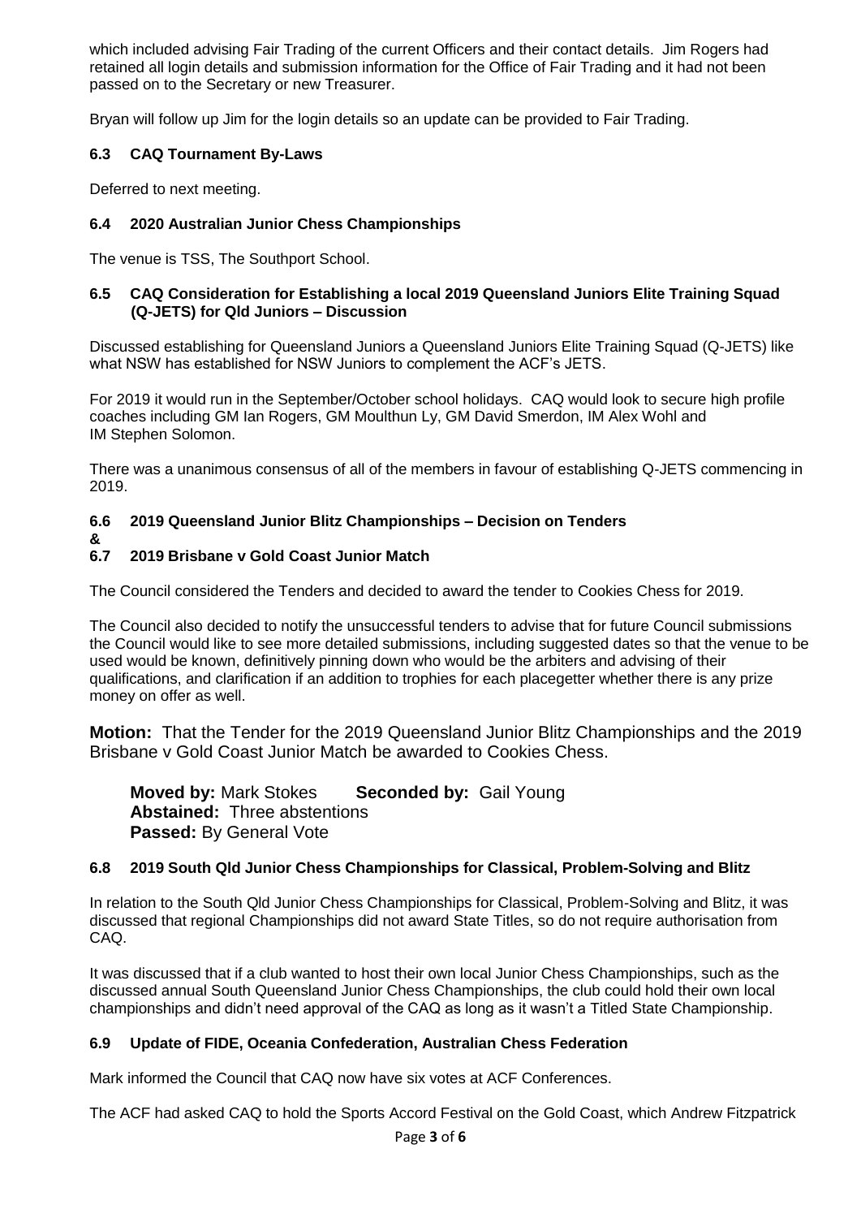which included advising Fair Trading of the current Officers and their contact details. Jim Rogers had retained all login details and submission information for the Office of Fair Trading and it had not been passed on to the Secretary or new Treasurer.

Bryan will follow up Jim for the login details so an update can be provided to Fair Trading.

### 6.3 CAQ Tournament By-Laws

Deferred to next meeting.

### 6.4 2020 Australian Junior Chess Championships

The venue is TSS, The Southport School.

### 6.5 CAQ Consideration for Establishing a local 2019 Queensland Juniors Elite Training Squad (Q-JETS) for Qld Juniors – Discussion

Discussed establishing for Queensland Juniors a Queensland Juniors Elite Training Squad (Q-JETS) like what NSW has established for NSW Juniors to complement the ACF's JETS.

For 2019 it would run in the September/October school holidays. CAQ would look to secure high profile coaches including GM Ian Rogers, GM Moulthun Ly, GM David Smerdon, IM Alex Wohl and IM Stephen Solomon.

There was a unanimous consensus of all of the members in favour of establishing Q-JETS commencing in 2019.

### 6.6 2019 Queensland Junior Blitz Championships – Decision on Tenders
**&**
### 6.7 2019 Brisbane v Gold Coast Junior Match

The Council considered the Tenders and decided to award the tender to Cookies Chess for 2019.

The Council also decided to notify the unsuccessful tenders to advise that for future Council submissions the Council would like to see more detailed submissions, including suggested dates so that the venue to be used would be known, definitively pinning down who would be the arbiters and advising of their qualifications, and clarification if an addition to trophies for each placegetter whether there is any prize money on offer as well.

**Motion:** That the Tender for the 2019 Queensland Junior Blitz Championships and the 2019 Brisbane v Gold Coast Junior Match be awarded to Cookies Chess.

**Moved by:** Mark Stokes **Seconded by:** Gail Young
**Abstained:** Three abstentions
**Passed:** By General Vote

### 6.8 2019 South Qld Junior Chess Championships for Classical, Problem-Solving and Blitz

In relation to the South Qld Junior Chess Championships for Classical, Problem-Solving and Blitz, it was discussed that regional Championships did not award State Titles, so do not require authorisation from CAQ.

It was discussed that if a club wanted to host their own local Junior Chess Championships, such as the discussed annual South Queensland Junior Chess Championships, the club could hold their own local championships and didn't need approval of the CAQ as long as it wasn't a Titled State Championship.

### 6.9 Update of FIDE, Oceania Confederation, Australian Chess Federation

Mark informed the Council that CAQ now have six votes at ACF Conferences.

The ACF had asked CAQ to hold the Sports Accord Festival on the Gold Coast, which Andrew Fitzpatrick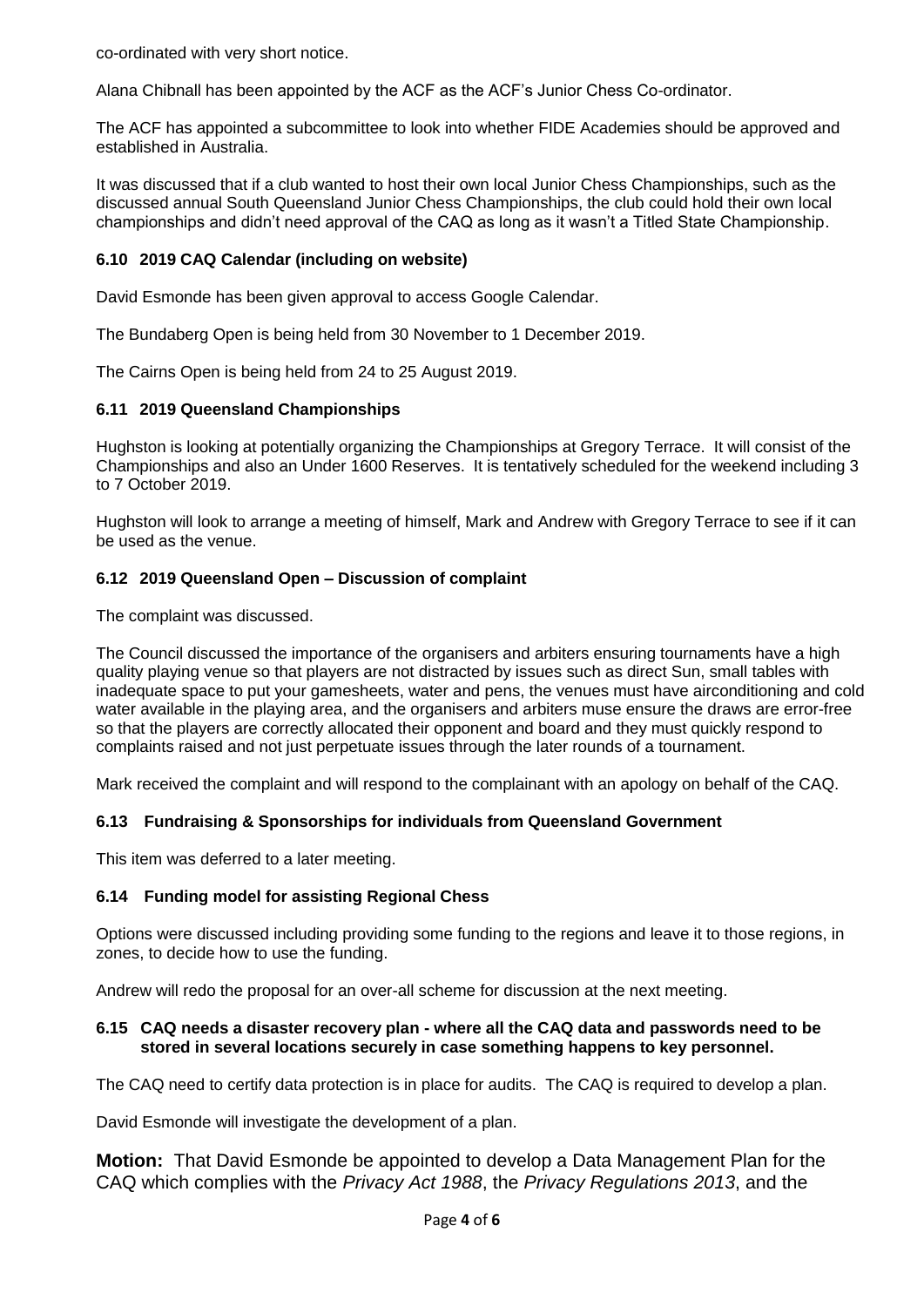co-ordinated with very short notice.

Alana Chibnall has been appointed by the ACF as the ACF's Junior Chess Co-ordinator.

The ACF has appointed a subcommittee to look into whether FIDE Academies should be approved and established in Australia.

It was discussed that if a club wanted to host their own local Junior Chess Championships, such as the discussed annual South Queensland Junior Chess Championships, the club could hold their own local championships and didn't need approval of the CAQ as long as it wasn't a Titled State Championship.

### 6.10 2019 CAQ Calendar (including on website)

David Esmonde has been given approval to access Google Calendar.

The Bundaberg Open is being held from 30 November to 1 December 2019.

The Cairns Open is being held from 24 to 25 August 2019.

### 6.11 2019 Queensland Championships

Hughston is looking at potentially organizing the Championships at Gregory Terrace. It will consist of the Championships and also an Under 1600 Reserves. It is tentatively scheduled for the weekend including 3 to 7 October 2019.

Hughston will look to arrange a meeting of himself, Mark and Andrew with Gregory Terrace to see if it can be used as the venue.

### 6.12 2019 Queensland Open – Discussion of complaint

The complaint was discussed.

The Council discussed the importance of the organisers and arbiters ensuring tournaments have a high quality playing venue so that players are not distracted by issues such as direct Sun, small tables with inadequate space to put your gamesheets, water and pens, the venues must have airconditioning and cold water available in the playing area, and the organisers and arbiters muse ensure the draws are error-free so that the players are correctly allocated their opponent and board and they must quickly respond to complaints raised and not just perpetuate issues through the later rounds of a tournament.

Mark received the complaint and will respond to the complainant with an apology on behalf of the CAQ.

### 6.13 Fundraising & Sponsorships for individuals from Queensland Government

This item was deferred to a later meeting.

### 6.14 Funding model for assisting Regional Chess

Options were discussed including providing some funding to the regions and leave it to those regions, in zones, to decide how to use the funding.

Andrew will redo the proposal for an over-all scheme for discussion at the next meeting.

### 6.15 CAQ needs a disaster recovery plan - where all the CAQ data and passwords need to be stored in several locations securely in case something happens to key personnel.

The CAQ need to certify data protection is in place for audits. The CAQ is required to develop a plan.

David Esmonde will investigate the development of a plan.

**Motion:** That David Esmonde be appointed to develop a Data Management Plan for the CAQ which complies with the *Privacy Act 1988*, the *Privacy Regulations 2013*, and the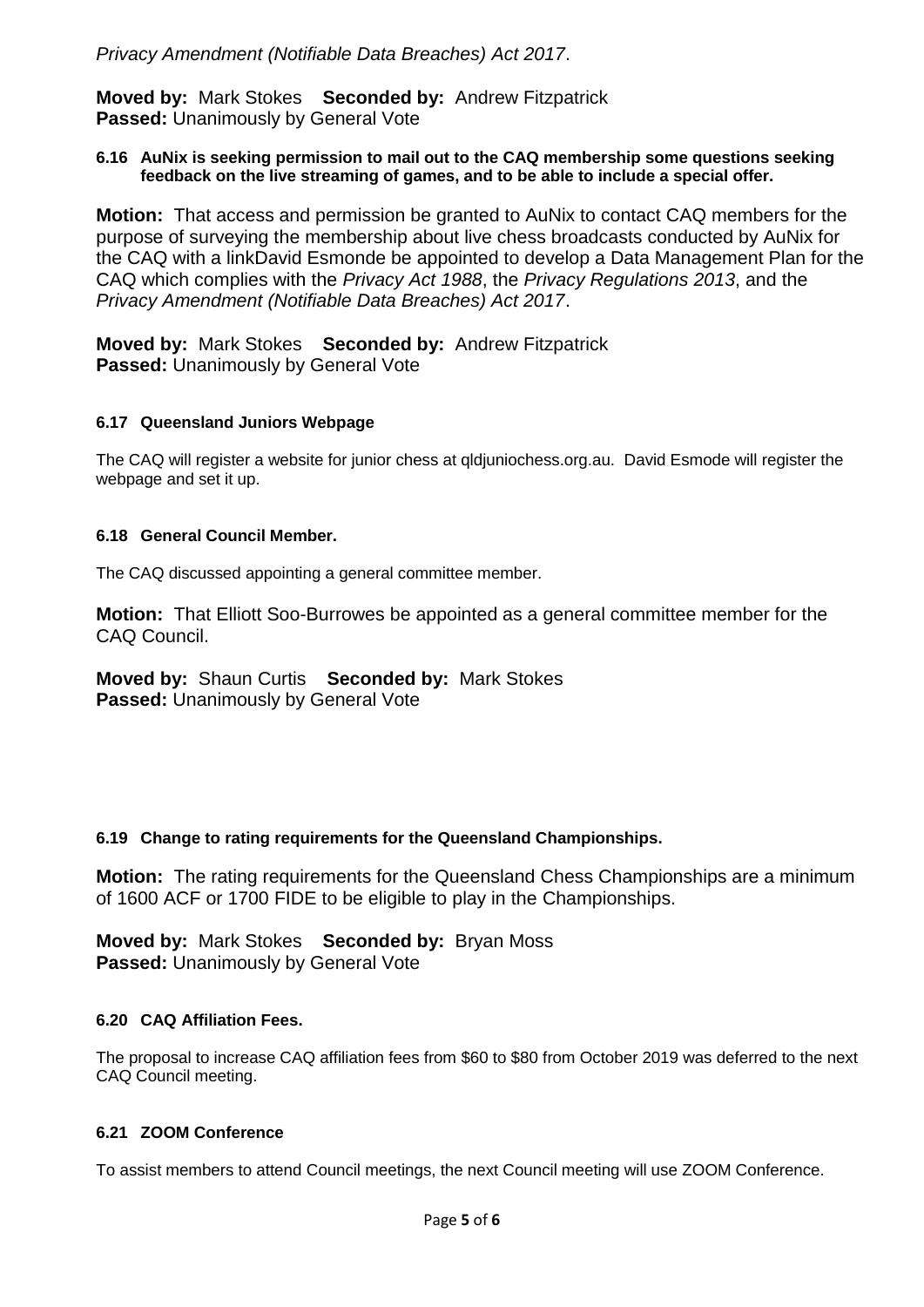*Privacy Amendment (Notifiable Data Breaches) Act 2017*.

**Moved by:** Mark Stokes **Seconded by:** Andrew Fitzpatrick
**Passed:** Unanimously by General Vote

#### 6.16 AuNix is seeking permission to mail out to the CAQ membership some questions seeking feedback on the live streaming of games, and to be able to include a special offer.

**Motion:** That access and permission be granted to AuNix to contact CAQ members for the purpose of surveying the membership about live chess broadcasts conducted by AuNix for the CAQ with a linkDavid Esmonde be appointed to develop a Data Management Plan for the CAQ which complies with the *Privacy Act 1988*, the *Privacy Regulations 2013*, and the *Privacy Amendment (Notifiable Data Breaches) Act 2017*.

**Moved by:** Mark Stokes **Seconded by:** Andrew Fitzpatrick
**Passed:** Unanimously by General Vote

#### 6.17 Queensland Juniors Webpage

The CAQ will register a website for junior chess at qldjuniochess.org.au. David Esmode will register the webpage and set it up.

#### 6.18 General Council Member.

The CAQ discussed appointing a general committee member.

**Motion:** That Elliott Soo-Burrowes be appointed as a general committee member for the CAQ Council.

**Moved by:** Shaun Curtis **Seconded by:** Mark Stokes
**Passed:** Unanimously by General Vote

#### 6.19 Change to rating requirements for the Queensland Championships.

**Motion:** The rating requirements for the Queensland Chess Championships are a minimum of 1600 ACF or 1700 FIDE to be eligible to play in the Championships.

**Moved by:** Mark Stokes **Seconded by:** Bryan Moss
**Passed:** Unanimously by General Vote

#### 6.20 CAQ Affiliation Fees.

The proposal to increase CAQ affiliation fees from $60 to $80 from October 2019 was deferred to the next CAQ Council meeting.

#### 6.21 ZOOM Conference

To assist members to attend Council meetings, the next Council meeting will use ZOOM Conference.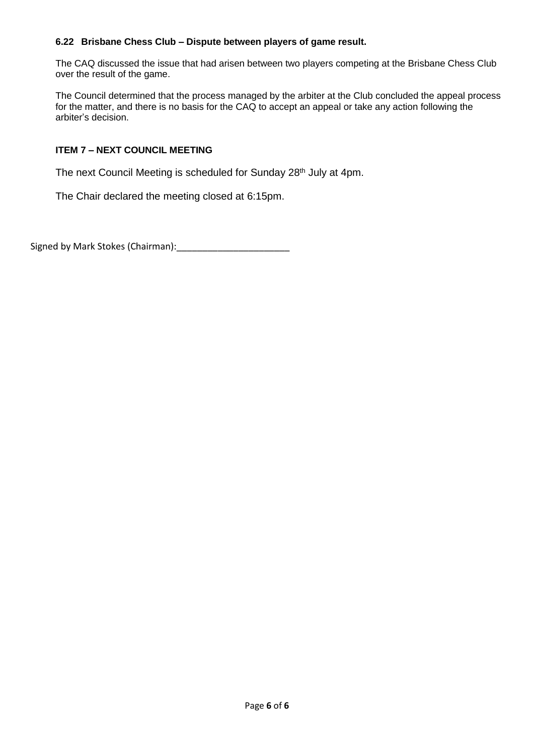### 6.22 Brisbane Chess Club – Dispute between players of game result.

The CAQ discussed the issue that had arisen between two players competing at the Brisbane Chess Club over the result of the game.

The Council determined that the process managed by the arbiter at the Club concluded the appeal process for the matter, and there is no basis for the CAQ to accept an appeal or take any action following the arbiter's decision.

## ITEM 7 – NEXT COUNCIL MEETING

The next Council Meeting is scheduled for Sunday 28th July at 4pm.

The Chair declared the meeting closed at 6:15pm.

Signed by Mark Stokes (Chairman):______________________